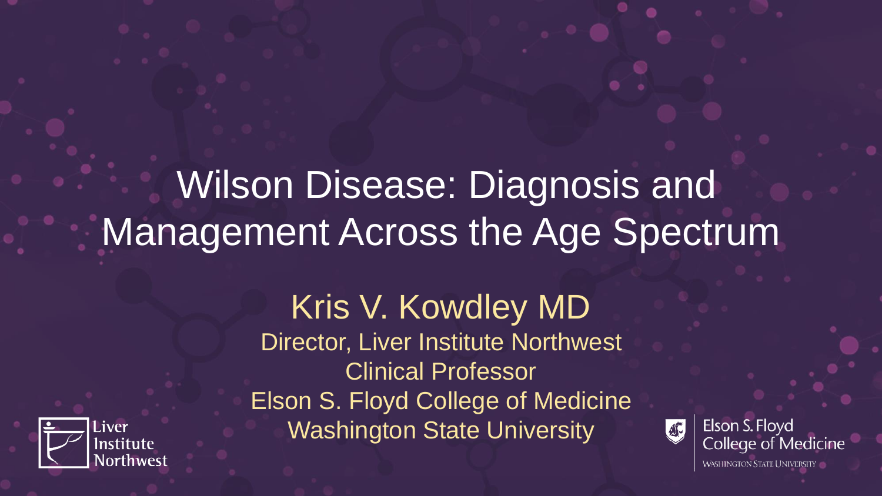# Wilson Disease: Diagnosis and Management Across the Age Spectrum

Kris V. Kowdley MD

Director, Liver Institute Northwest

Clinical Professor

Elson S. Floyd College of Medicine

Washington State University

Liver Institute Northwest

Elson S. Floyd College of Medicine

WASHINGTON STATE UNIVERSITY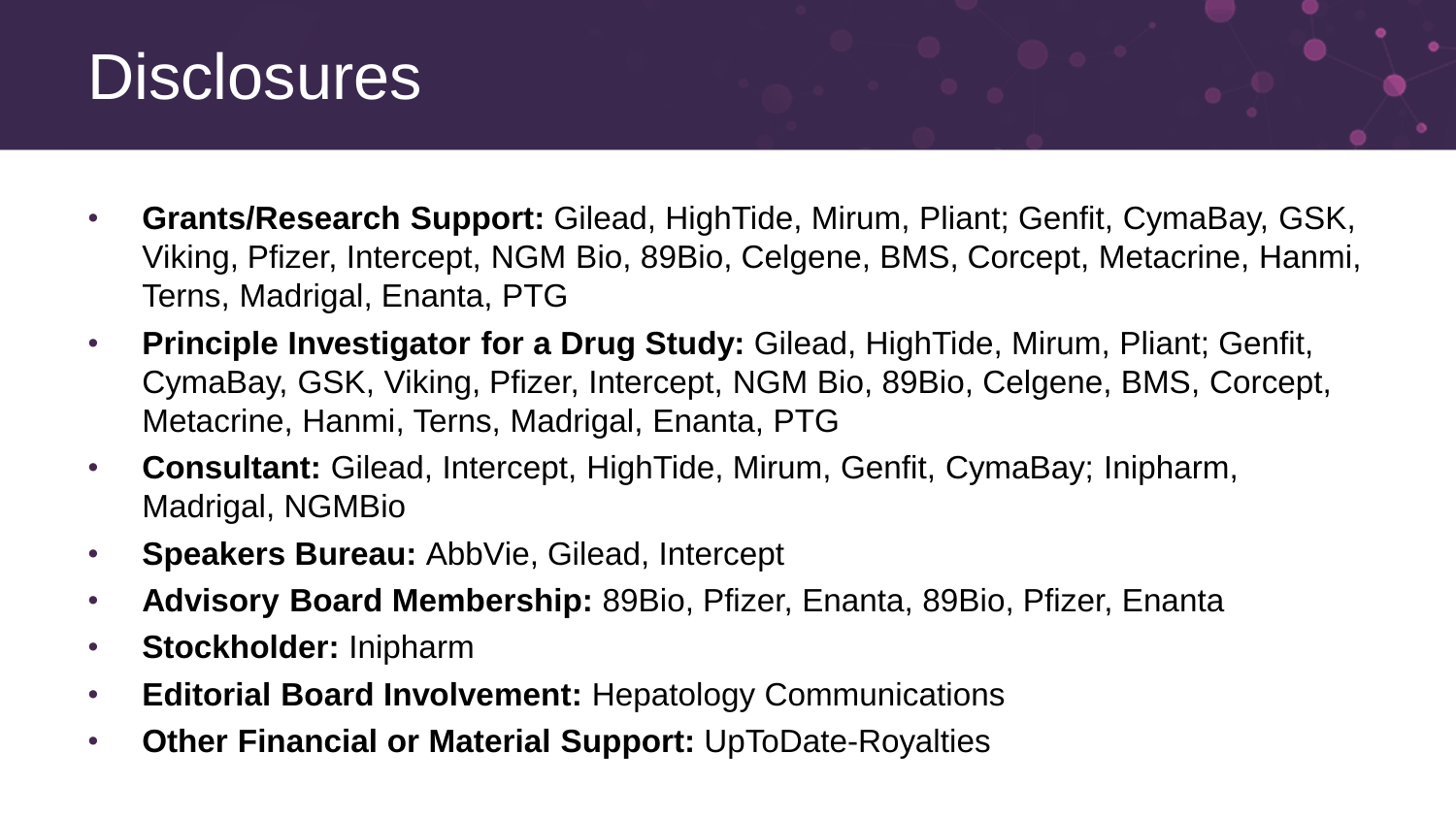# Disclosures

- **Grants/Research Support:** Gilead, HighTide, Mirum, Pliant; Genfit, CymaBay, GSK, Viking, Pfizer, Intercept, NGM Bio, 89Bio, Celgene, BMS, Corcept, Metacrine, Hanmi, Terns, Madrigal, Enanta, PTG
- **Principle Investigator for a Drug Study:** Gilead, HighTide, Mirum, Pliant; Genfit, CymaBay, GSK, Viking, Pfizer, Intercept, NGM Bio, 89Bio, Celgene, BMS, Corcept, Metacrine, Hanmi, Terns, Madrigal, Enanta, PTG
- **Consultant:** Gilead, Intercept, HighTide, Mirum, Genfit, CymaBay; Inipharm, Madrigal, NGMBio
- **Speakers Bureau:** AbbVie, Gilead, Intercept
- **Advisory Board Membership:** 89Bio, Pfizer, Enanta, 89Bio, Pfizer, Enanta
- **Stockholder:** Inipharm
- **Editorial Board Involvement:** Hepatology Communications
- **Other Financial or Material Support:** UpToDate-Royalties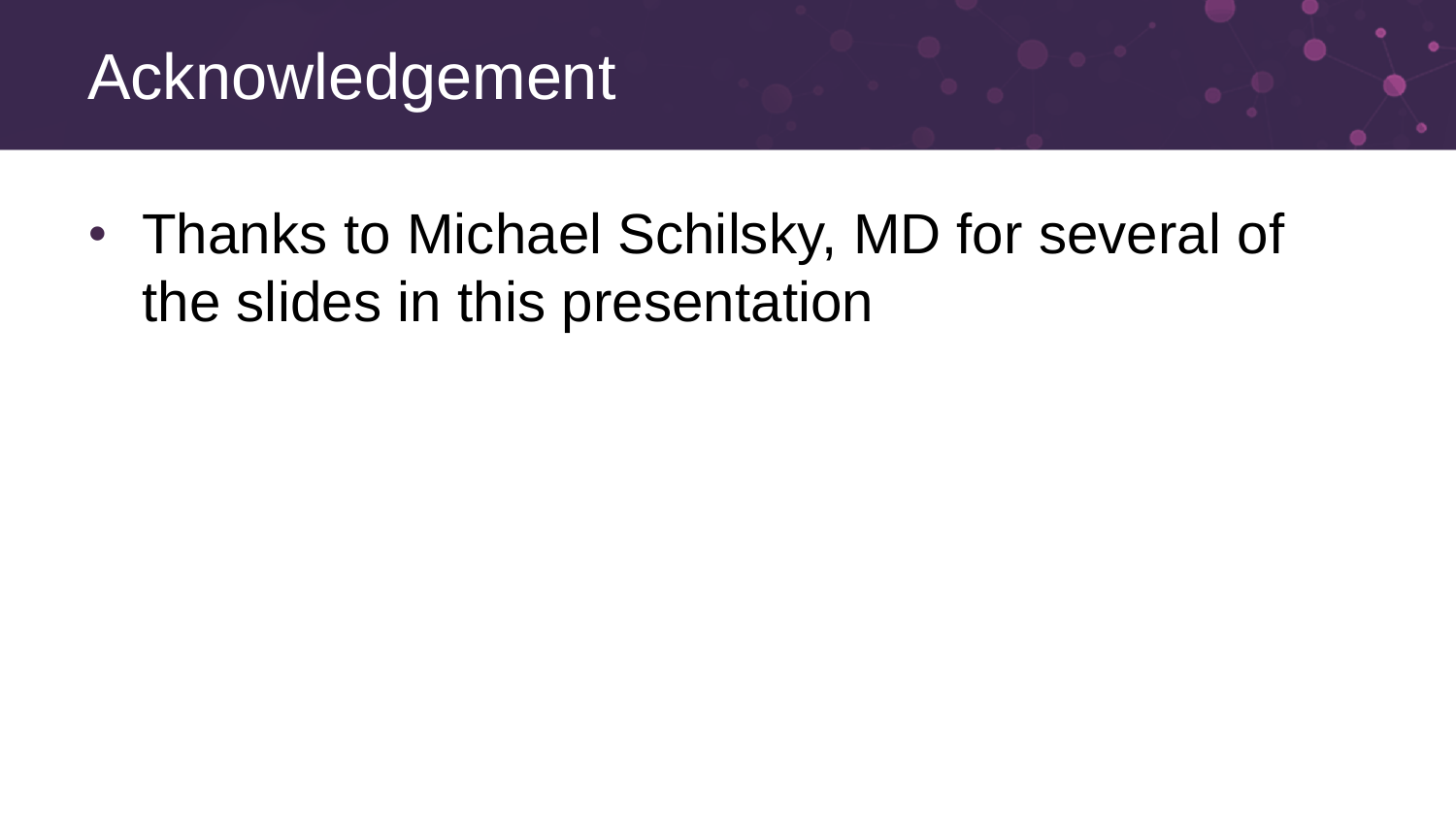# Acknowledgement

- Thanks to Michael Schilsky, MD for several of the slides in this presentation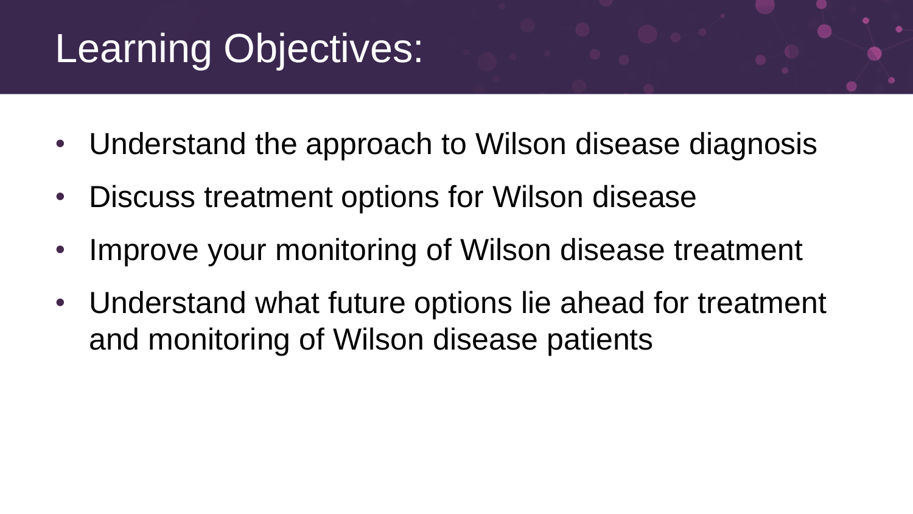# Learning Objectives:

- Understand the approach to Wilson disease diagnosis
- Discuss treatment options for Wilson disease
- Improve your monitoring of Wilson disease treatment
- Understand what future options lie ahead for treatment and monitoring of Wilson disease patients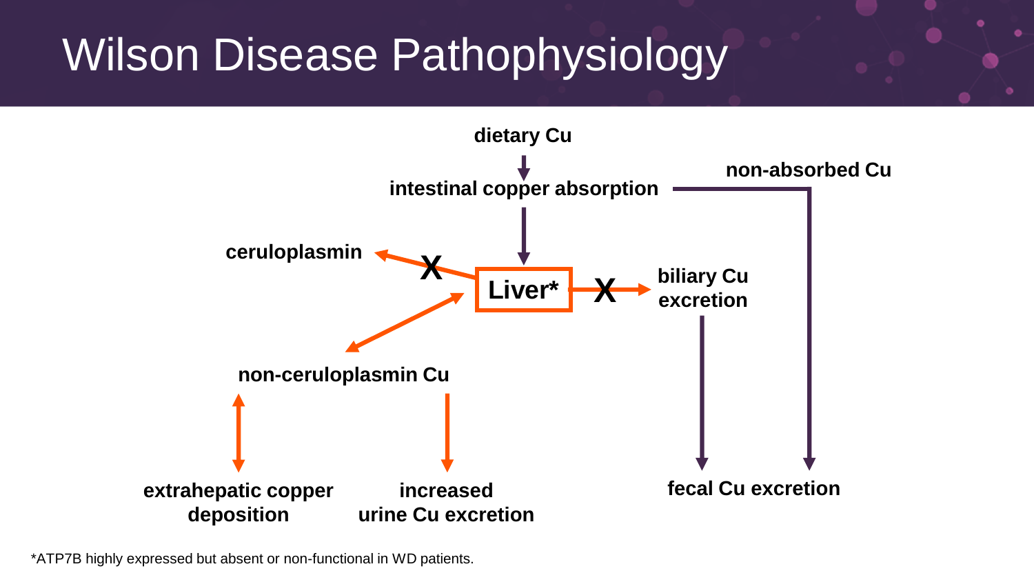# Wilson Disease Pathophysiology

dietary Cu

intestinal copper absorption

non-absorbed Cu

ceruloplasmin

X

Liver*

X

biliary Cu excretion

non-ceruloplasmin Cu

extrahepatic copper deposition

increased urine Cu excretion

fecal Cu excretion

*ATP7B highly expressed but absent or non-functional in WD patients.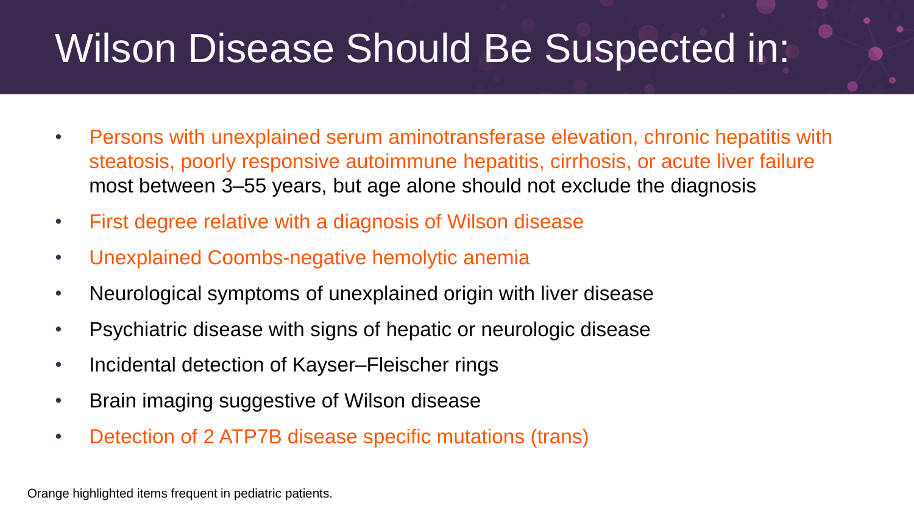# Wilson Disease Should Be Suspected in:

- Persons with unexplained serum aminotransferase elevation, chronic hepatitis with steatosis, poorly responsive autoimmune hepatitis, cirrhosis, or acute liver failure most between 3–55 years, but age alone should not exclude the diagnosis
- First degree relative with a diagnosis of Wilson disease
- Unexplained Coombs-negative hemolytic anemia
- Neurological symptoms of unexplained origin with liver disease
- Psychiatric disease with signs of hepatic or neurologic disease
- Incidental detection of Kayser–Fleischer rings
- Brain imaging suggestive of Wilson disease
- Detection of 2 ATP7B disease specific mutations (trans)

Orange highlighted items frequent in pediatric patients.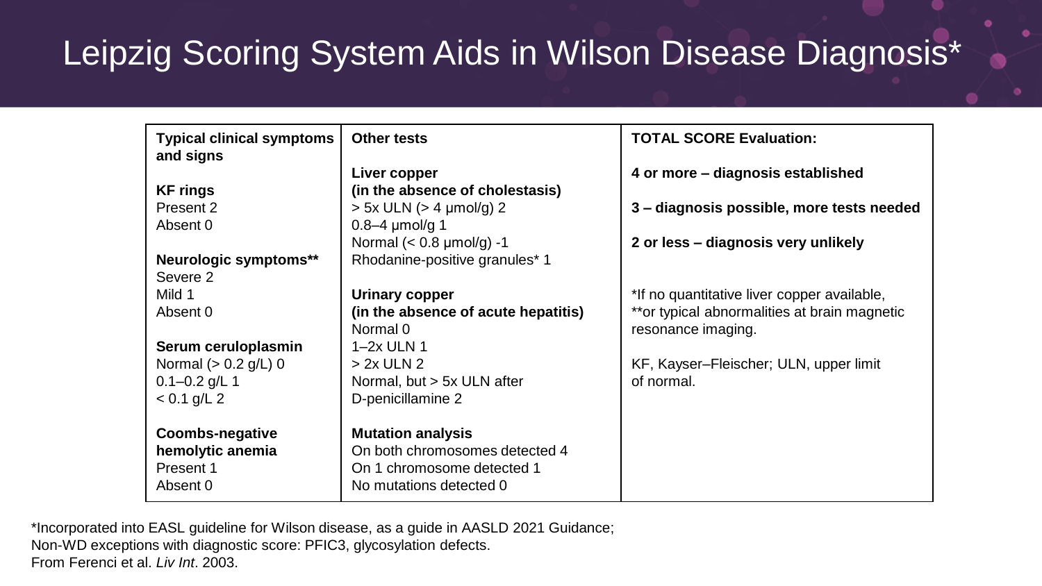# Leipzig Scoring System Aids in Wilson Disease Diagnosis*

| Typical clinical symptoms and signs | Other tests | TOTAL SCORE Evaluation: |
|---|---|---|
| **KF rings**<br>Present 2<br>Absent 0<br><br>**Neurologic symptoms****<br>Severe 2<br>Mild 1<br>Absent 0<br><br>**Serum ceruloplasmin**<br>Normal (> 0.2 g/L) 0<br>0.1–0.2 g/L 1<br>< 0.1 g/L 2<br><br>**Coombs-negative hemolytic anemia**<br>Present 1<br>Absent 0 | **Liver copper (in the absence of cholestasis)**<br>> 5x ULN (> 4 µmol/g) 2<br>0.8–4 µmol/g 1<br>Normal (< 0.8 µmol/g) -1<br>Rhodanine-positive granules* 1<br><br>**Urinary copper (in the absence of acute hepatitis)**<br>Normal 0<br>1–2x ULN 1<br>> 2x ULN 2<br>Normal, but > 5x ULN after D-penicillamine 2<br><br>**Mutation analysis**<br>On both chromosomes detected 4<br>On 1 chromosome detected 1<br>No mutations detected 0 | **4 or more – diagnosis established**<br><br>**3 – diagnosis possible, more tests needed**<br><br>**2 or less – diagnosis very unlikely**<br><br>*If no quantitative liver copper available,<br>**or typical abnormalities at brain magnetic resonance imaging.<br><br>KF, Kayser–Fleischer; ULN, upper limit of normal. |

*Incorporated into EASL guideline for Wilson disease, as a guide in AASLD 2021 Guidance;
Non-WD exceptions with diagnostic score: PFIC3, glycosylation defects.
From Ferenci et al. *Liv Int*. 2003.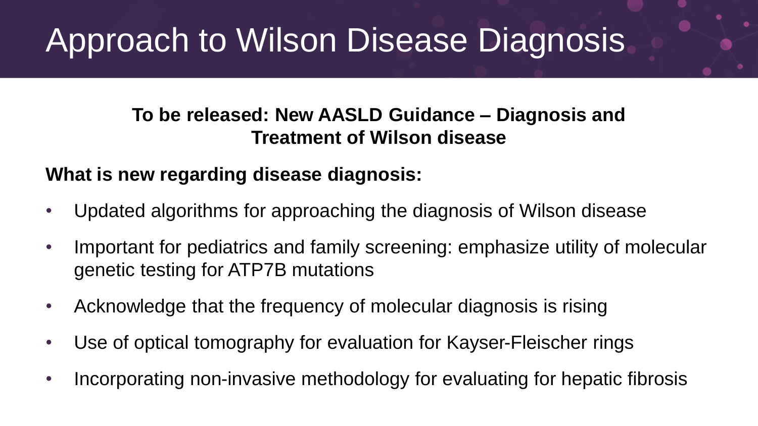# Approach to Wilson Disease Diagnosis

**To be released: New AASLD Guidance – Diagnosis and Treatment of Wilson disease**

**What is new regarding disease diagnosis:**

- Updated algorithms for approaching the diagnosis of Wilson disease
- Important for pediatrics and family screening: emphasize utility of molecular genetic testing for ATP7B mutations
- Acknowledge that the frequency of molecular diagnosis is rising
- Use of optical tomography for evaluation for Kayser-Fleischer rings
- Incorporating non-invasive methodology for evaluating for hepatic fibrosis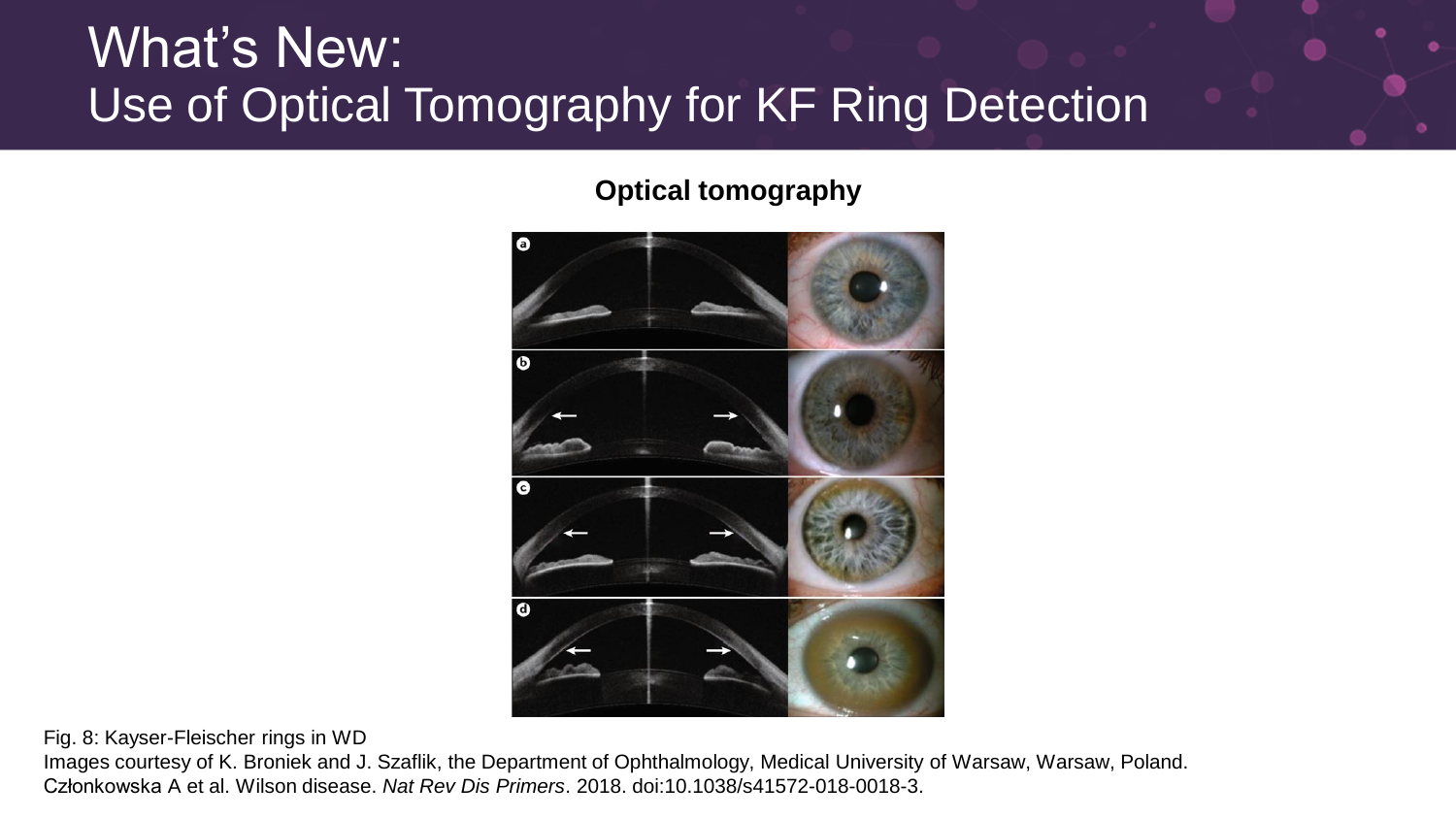# What's New:
# Use of Optical Tomography for KF Ring Detection

**Optical tomography**

Fig. 8: Kayser-Fleischer rings in WD

Images courtesy of K. Broniek and J. Szaflik, the Department of Ophthalmology, Medical University of Warsaw, Warsaw, Poland.

Członkowska A et al. Wilson disease. *Nat Rev Dis Primers*. 2018. doi:10.1038/s41572-018-0018-3.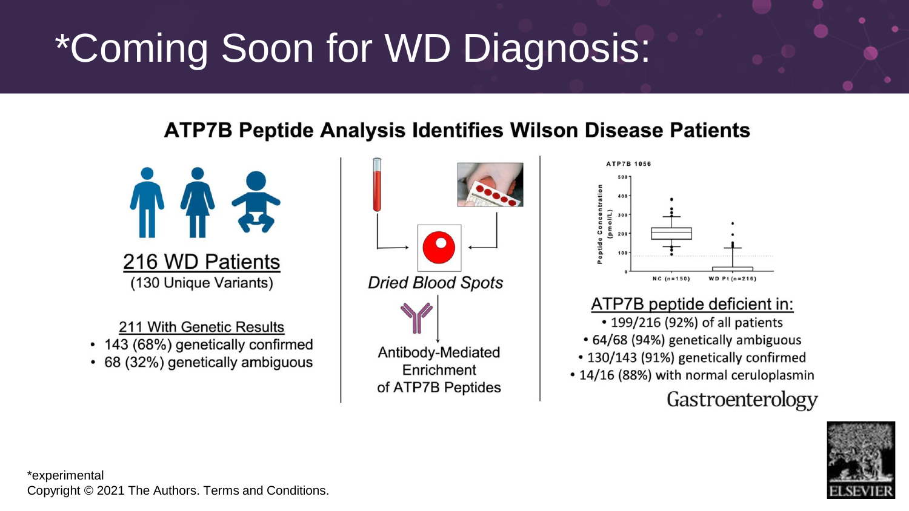# *Coming Soon for WD Diagnosis:

## ATP7B Peptide Analysis Identifies Wilson Disease Patients

**216 WD Patients**
(130 Unique Variants)

**211 With Genetic Results**

- 143 (68%) genetically confirmed
- 68 (32%) genetically ambiguous

*Dried Blood Spots*

Antibody-Mediated Enrichment of ATP7B Peptides

ATP7B 1056

Peptide Concentration (pmol/L)

NC (n=150) WD Pt (n=216)

**ATP7B peptide deficient in:**

- 199/216 (92%) of all patients
- 64/68 (94%) genetically ambiguous
- 130/143 (91%) genetically confirmed
- 14/16 (88%) with normal ceruloplasmin

Gastroenterology

*experimental

Copyright © 2021 The Authors. Terms and Conditions.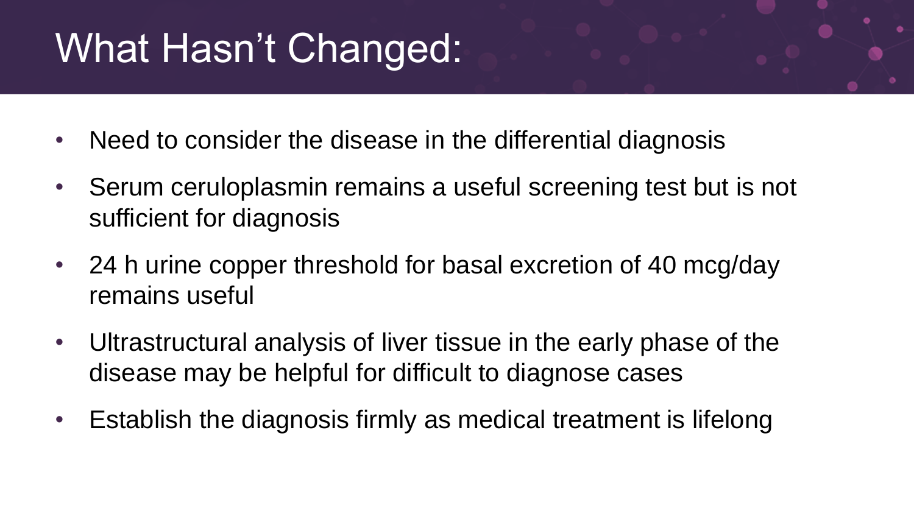# What Hasn't Changed:

- Need to consider the disease in the differential diagnosis
- Serum ceruloplasmin remains a useful screening test but is not sufficient for diagnosis
- 24 h urine copper threshold for basal excretion of 40 mcg/day remains useful
- Ultrastructural analysis of liver tissue in the early phase of the disease may be helpful for difficult to diagnose cases
- Establish the diagnosis firmly as medical treatment is lifelong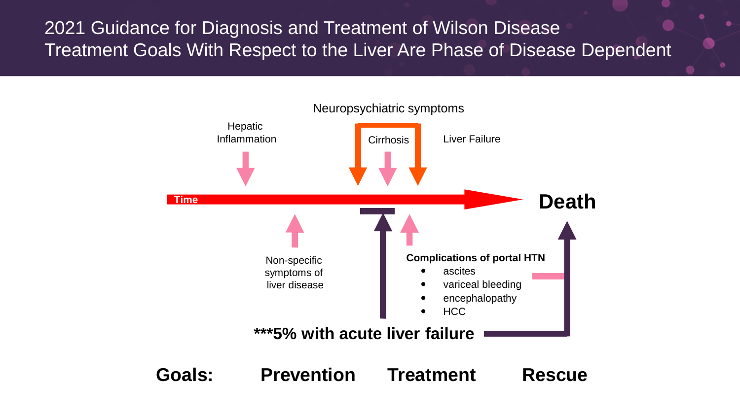# 2021 Guidance for Diagnosis and Treatment of Wilson Disease

## Treatment Goals With Respect to the Liver Are Phase of Disease Dependent

Neuropsychiatric symptoms

Hepatic Inflammation

Cirrhosis

Liver Failure

Time

**Death**

Non-specific symptoms of liver disease

**Complications of portal HTN**

- ascites
- variceal bleeding
- encephalopathy
- HCC

**\*\*\*5% with acute liver failure**

**Goals:** **Prevention** **Treatment** **Rescue**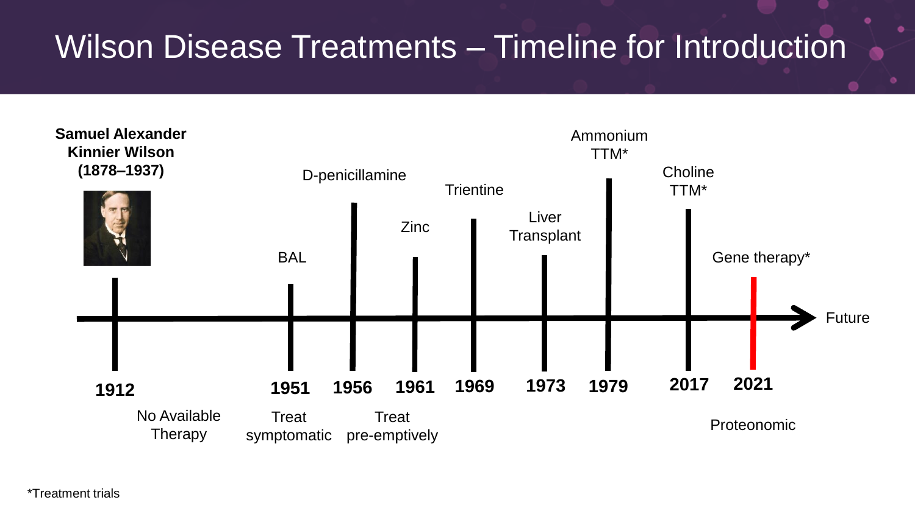# Wilson Disease Treatments – Timeline for Introduction

**Samuel Alexander Kinnier Wilson (1878–1937)**

| Year | Treatment | Notes |
| --- | --- | --- |
| **1912** | | No Available Therapy |
| **1951** | BAL | Treat symptomatic |
| **1956** | D-penicillamine | Treat pre-emptively |
| **1961** | Zinc | |
| **1969** | Trientine | |
| **1973** | Liver Transplant | |
| **1979** | Ammonium TTM* | |
| **2017** | Choline TTM* | |
| **2021** | Gene therapy* | Proteonomic |
| Future | | |

*Treatment trials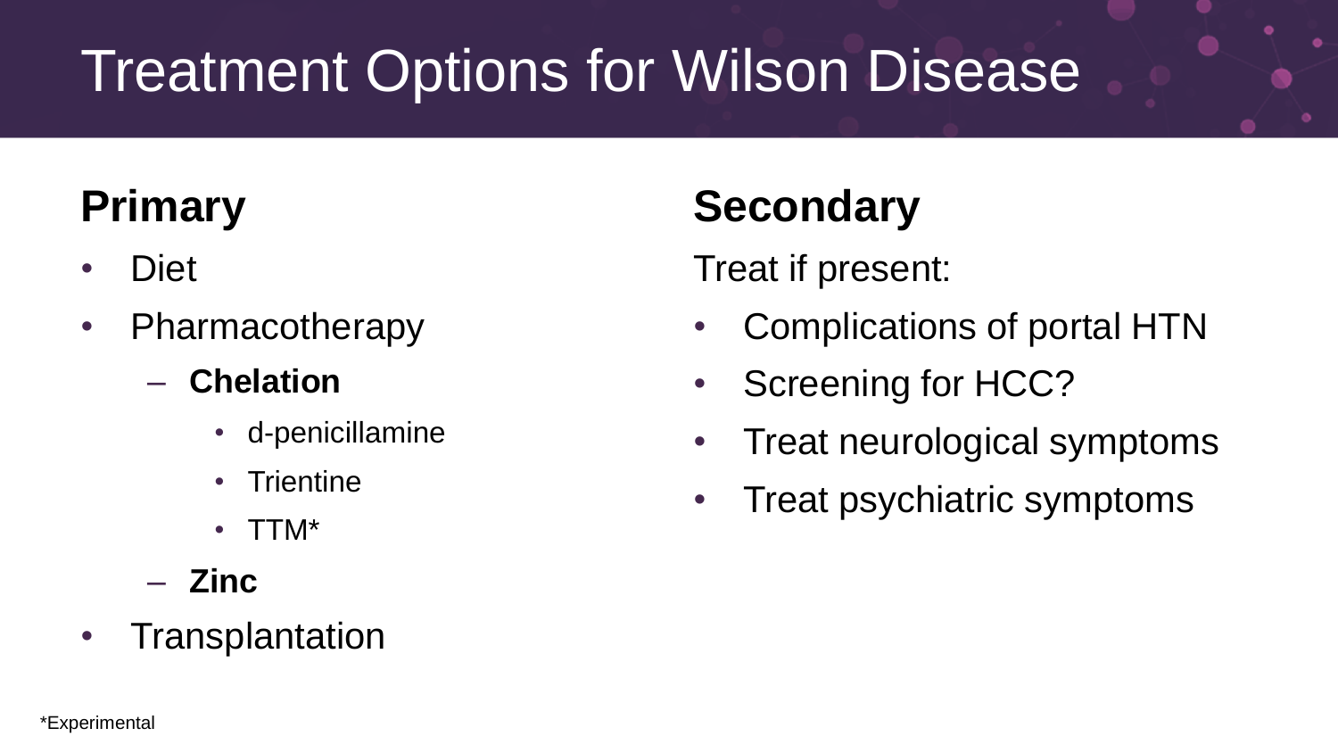# Treatment Options for Wilson Disease

## Primary

- Diet
- Pharmacotherapy
  - **Chelation**
    - d-penicillamine
    - Trientine
    - TTM*
  - **Zinc**
- Transplantation

## Secondary

Treat if present:

- Complications of portal HTN
- Screening for HCC?
- Treat neurological symptoms
- Treat psychiatric symptoms

*Experimental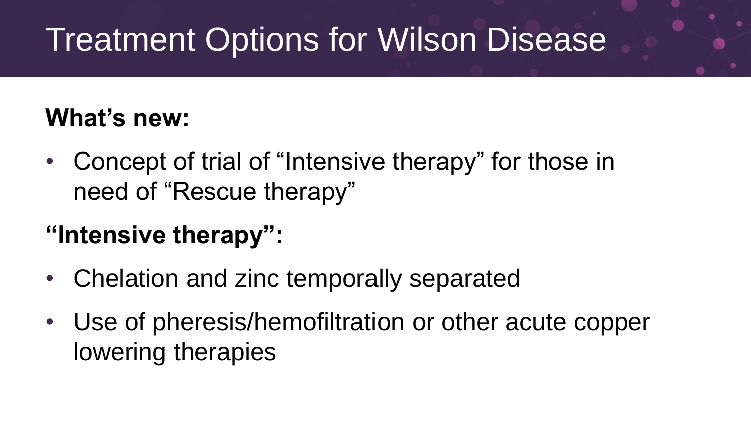# Treatment Options for Wilson Disease

**What's new:**

- Concept of trial of "Intensive therapy" for those in need of "Rescue therapy"

**"Intensive therapy":**

- Chelation and zinc temporally separated
- Use of pheresis/hemofiltration or other acute copper lowering therapies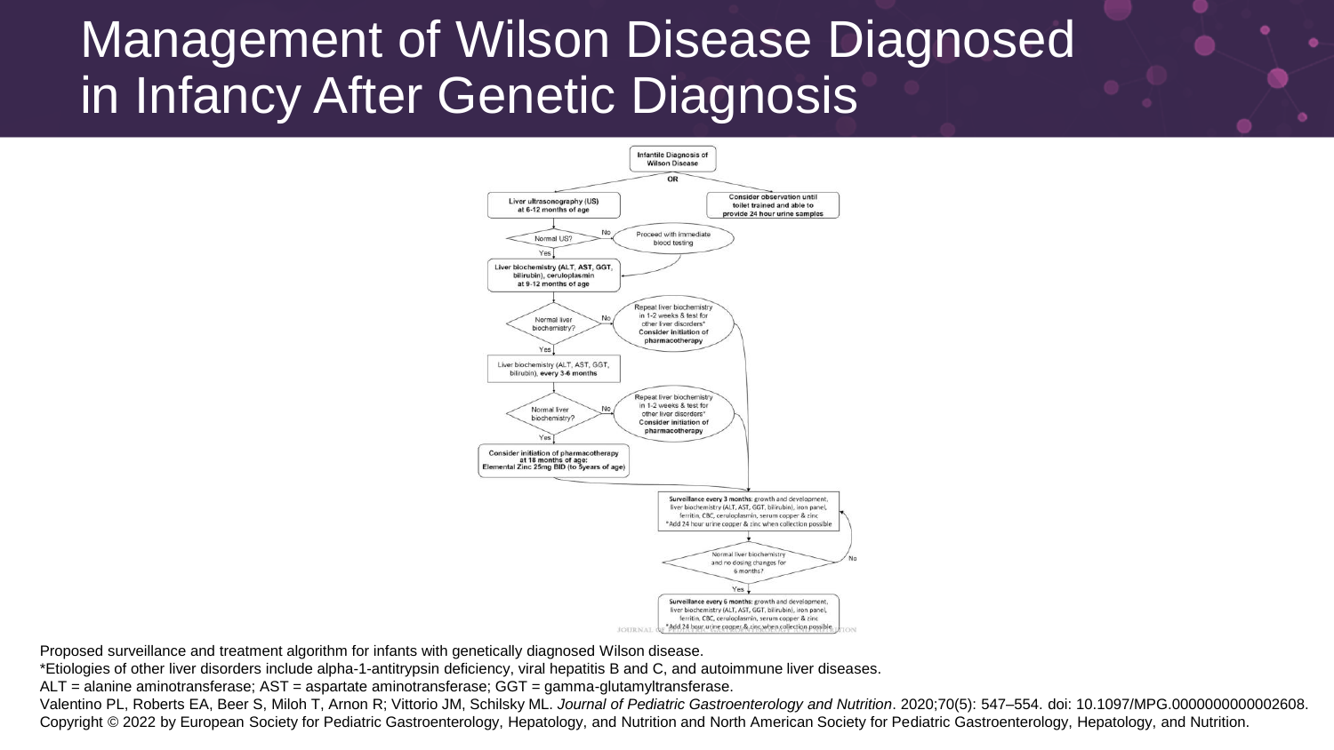# Management of Wilson Disease Diagnosed in Infancy After Genetic Diagnosis

**Infantile Diagnosis of Wilson Disease**

OR

- **Liver ultrasonography (US) at 6-12 months of age**
- **Consider observation until toilet trained and able to provide 24 hour urine samples**

Normal US?
- No → Proceed with immediate blood testing
- Yes → **Liver biochemistry (ALT, AST, GGT, bilirubin), ceruloplasmin at 9-12 months of age**

Normal liver biochemistry?
- No → Repeat liver biochemistry in 1-2 weeks & test for other liver disorders* **Consider initiation of pharmacotherapy**
- Yes → Liver biochemistry (ALT, AST, GGT, bilirubin), **every 3-6 months**

Normal liver biochemistry?
- No → Repeat liver biochemistry in 1-2 weeks & test for other liver disorders* **Consider initiation of pharmacotherapy**
- Yes → **Consider initiation of pharmacotherapy at 18 months of age: Elemental Zinc 25mg BID (to 5years of age)**

**Surveillance every 3 months:** growth and development, liver biochemistry (ALT, AST, GGT, bilirubin), iron panel, ferritin, CBC, ceruloplasmin, serum copper & zinc
*Add 24 hour urine copper & zinc when collection possible

Normal liver biochemistry and no dosing changes for 6 months?
- No → Surveillance every 3 months
- Yes → **Surveillance every 6 months:** growth and development, liver biochemistry (ALT, AST, GGT, bilirubin), iron panel, ferritin, CBC, ceruloplasmin, serum copper & zinc
*Add 24 hour urine copper & zinc when collection possible

Proposed surveillance and treatment algorithm for infants with genetically diagnosed Wilson disease.

*Etiologies of other liver disorders include alpha-1-antitrypsin deficiency, viral hepatitis B and C, and autoimmune liver diseases.

ALT = alanine aminotransferase; AST = aspartate aminotransferase; GGT = gamma-glutamyltransferase.

Valentino PL, Roberts EA, Beer S, Miloh T, Arnon R; Vittorio JM, Schilsky ML. *Journal of Pediatric Gastroenterology and Nutrition*. 2020;70(5): 547–554. doi: 10.1097/MPG.0000000000002608.

Copyright © 2022 by European Society for Pediatric Gastroenterology, Hepatology, and Nutrition and North American Society for Pediatric Gastroenterology, Hepatology, and Nutrition.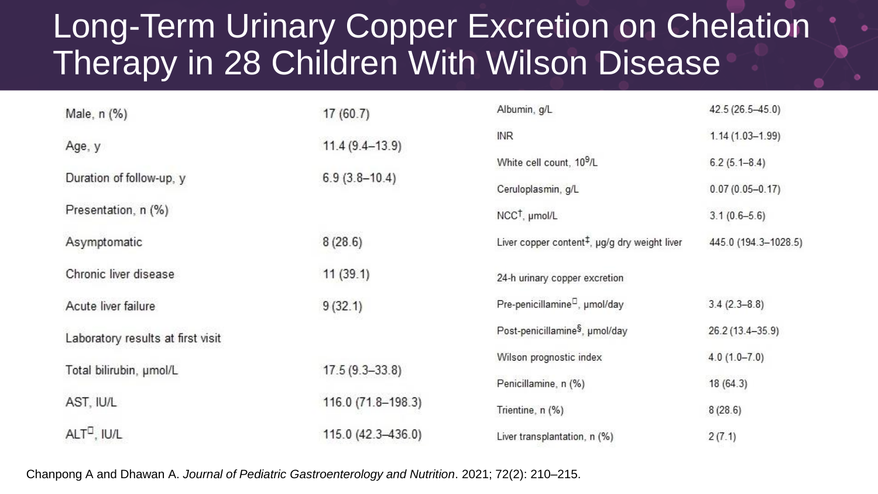# Long-Term Urinary Copper Excretion on Chelation Therapy in 28 Children With Wilson Disease

| | |
|---|---|
| Male, n (%) | 17 (60.7) |
| Age, y | 11.4 (9.4–13.9) |
| Duration of follow-up, y | 6.9 (3.8–10.4) |
| Presentation, n (%) | |
| Asymptomatic | 8 (28.6) |
| Chronic liver disease | 11 (39.1) |
| Acute liver failure | 9 (32.1) |
| Laboratory results at first visit | |
| Total bilirubin, µmol/L | 17.5 (9.3–33.8) |
| AST, IU/L | 116.0 (71.8–198.3) |
| ALT[‖], IU/L | 115.0 (42.3–436.0) |
| Albumin, g/L | 42.5 (26.5–45.0) |
| INR | 1.14 (1.03–1.99) |
| White cell count, $10^9$/L | 6.2 (5.1–8.4) |
| Ceruloplasmin, g/L | 0.07 (0.05–0.17) |
| NCC[†], µmol/L | 3.1 (0.6–5.6) |
| Liver copper content[‡], µg/g dry weight liver | 445.0 (194.3–1028.5) |
| 24-h urinary copper excretion | |
| Pre-penicillamine[‖], µmol/day | 3.4 (2.3–8.8) |
| Post-penicillamine[§], µmol/day | 26.2 (13.4–35.9) |
| Wilson prognostic index | 4.0 (1.0–7.0) |
| Penicillamine, n (%) | 18 (64.3) |
| Trientine, n (%) | 8 (28.6) |
| Liver transplantation, n (%) | 2 (7.1) |

Chanpong A and Dhawan A. *Journal of Pediatric Gastroenterology and Nutrition*. 2021; 72(2): 210–215.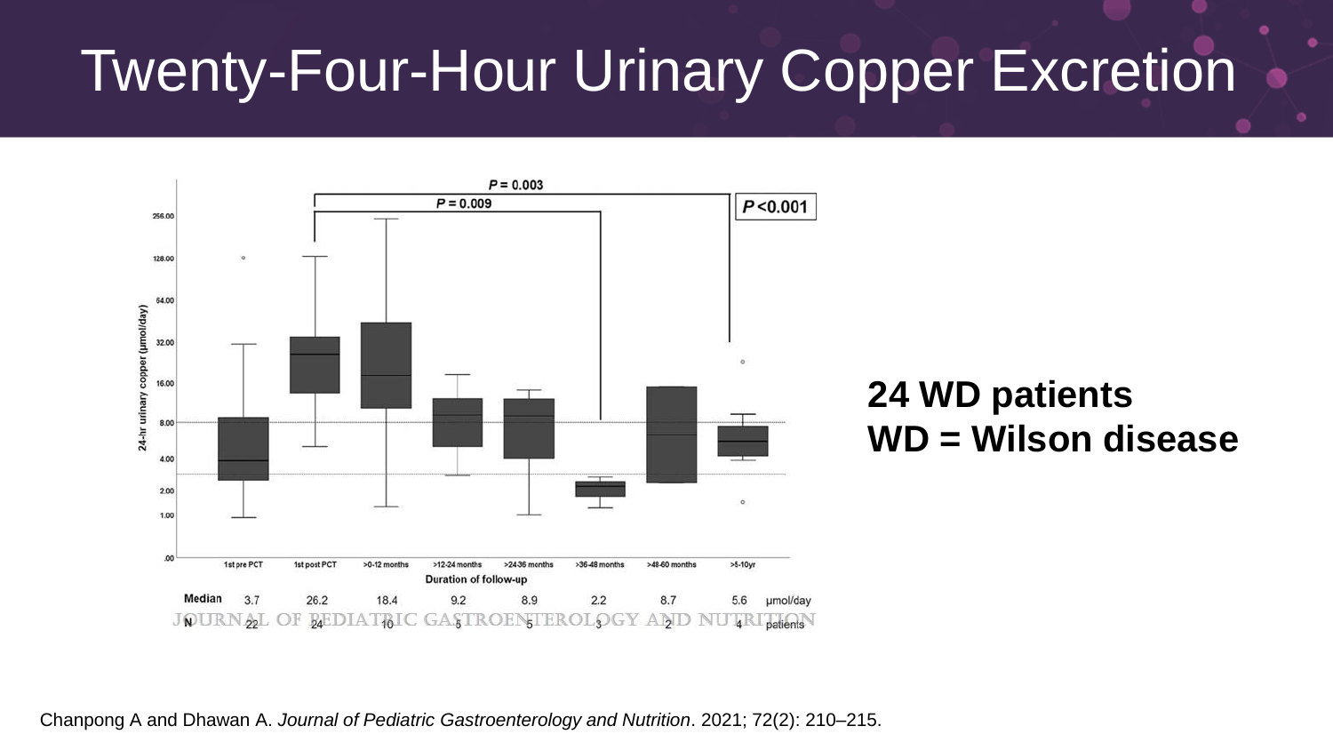# Twenty-Four-Hour Urinary Copper Excretion

$P = 0.003$

$P = 0.009$

$P < 0.001$

24-hr urinary copper (µmol/day)

256.00, 128.00, 64.00, 32.00, 16.00, 8.00, 4.00, 2.00, 1.00, .00

Duration of follow-up

| | 1st pre PCT | 1st post PCT | >0-12 months | >12-24 months | >24-36 months | >36-48 months | >48-60 months | >5-10yr | |
|---|---|---|---|---|---|---|---|---|---|
| Median | 3.7 | 26.2 | 18.4 | 9.2 | 8.9 | 2.2 | 8.7 | 5.6 | µmol/day |
| N | 22 | 24 | 10 | 5 | 5 | 3 | 2 | 4 | patients |

JOURNAL OF PEDIATRIC GASTROENTEROLOGY AND NUTRITION

**24 WD patients**
**WD = Wilson disease**

Chanpong A and Dhawan A. *Journal of Pediatric Gastroenterology and Nutrition*. 2021; 72(2): 210–215.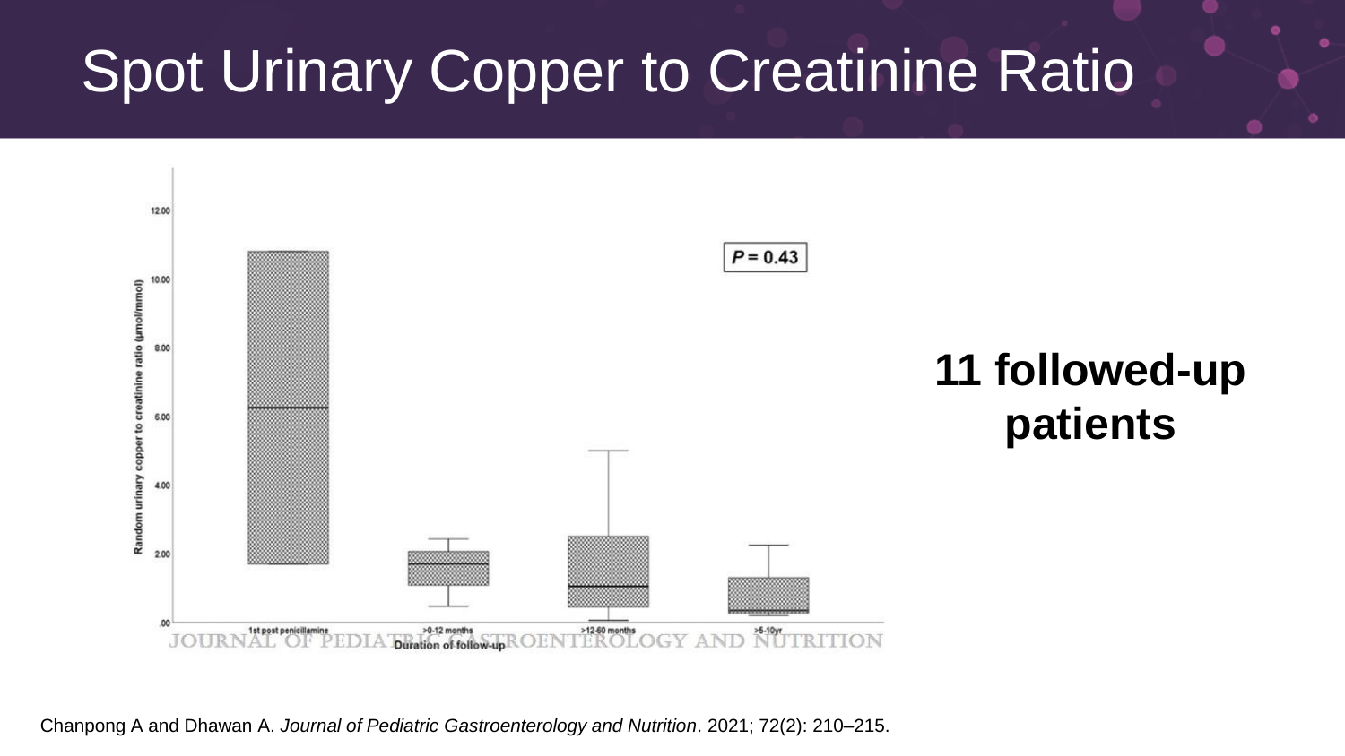# Spot Urinary Copper to Creatinine Ratio

**11 followed-up patients**

Chanpong A and Dhawan A. *Journal of Pediatric Gastroenterology and Nutrition*. 2021; 72(2): 210–215.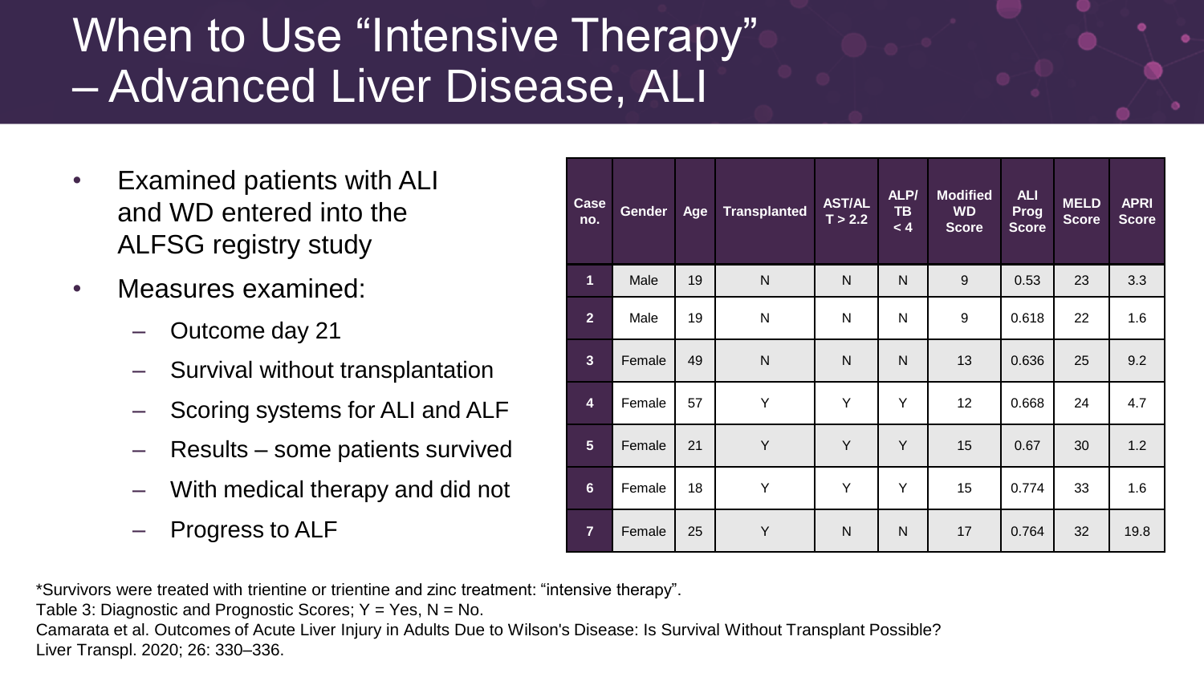# When to Use "Intensive Therapy" – Advanced Liver Disease, ALI

- Examined patients with ALI and WD entered into the ALFSG registry study
- Measures examined:
  - Outcome day 21
  - Survival without transplantation
  - Scoring systems for ALI and ALF
  - Results – some patients survived
  - With medical therapy and did not
  - Progress to ALF

| Case no. | Gender | Age | Transplanted | AST/ALT > 2.2 | ALP/TB < 4 | Modified WD Score | ALI Prog Score | MELD Score | APRI Score |
|---|---|---|---|---|---|---|---|---|---|
| 1 | Male | 19 | N | N | N | 9 | 0.53 | 23 | 3.3 |
| 2 | Male | 19 | N | N | N | 9 | 0.618 | 22 | 1.6 |
| 3 | Female | 49 | N | N | N | 13 | 0.636 | 25 | 9.2 |
| 4 | Female | 57 | Y | Y | Y | 12 | 0.668 | 24 | 4.7 |
| 5 | Female | 21 | Y | Y | Y | 15 | 0.67 | 30 | 1.2 |
| 6 | Female | 18 | Y | Y | Y | 15 | 0.774 | 33 | 1.6 |
| 7 | Female | 25 | Y | N | N | 17 | 0.764 | 32 | 19.8 |

*Survivors were treated with trientine or trientine and zinc treatment: "intensive therapy".

Table 3: Diagnostic and Prognostic Scores; Y = Yes, N = No.

Camarata et al. Outcomes of Acute Liver Injury in Adults Due to Wilson's Disease: Is Survival Without Transplant Possible? Liver Transpl. 2020; 26: 330–336.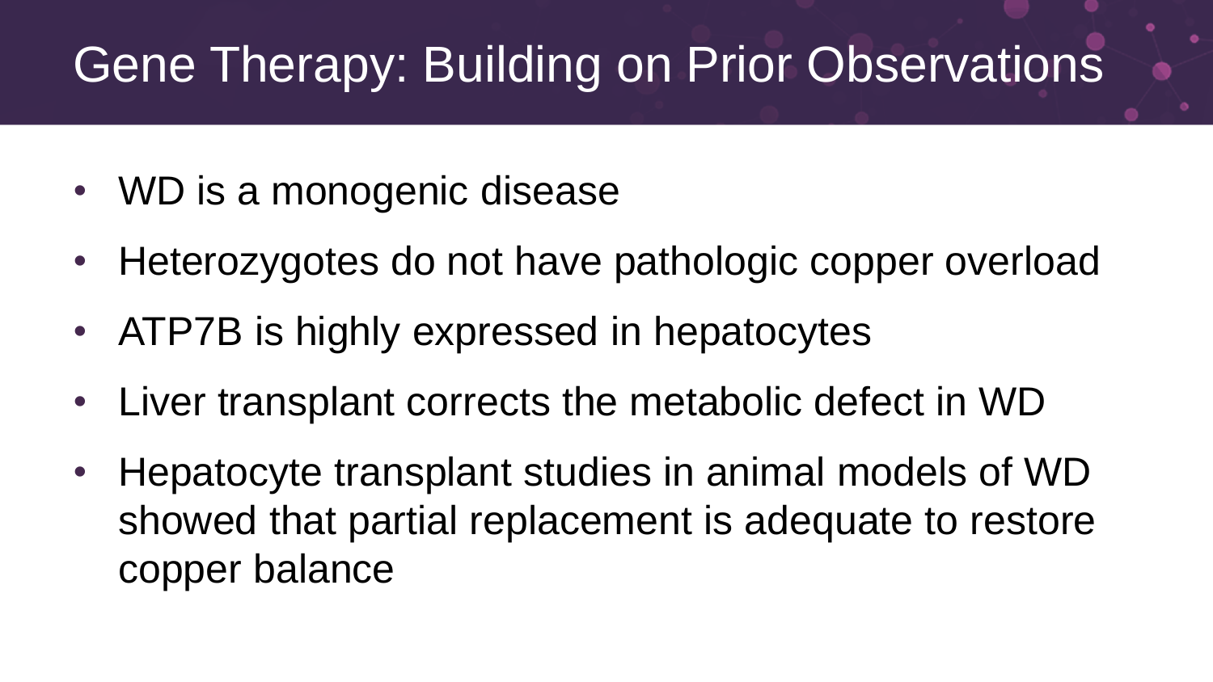# Gene Therapy: Building on Prior Observations

- WD is a monogenic disease
- Heterozygotes do not have pathologic copper overload
- ATP7B is highly expressed in hepatocytes
- Liver transplant corrects the metabolic defect in WD
- Hepatocyte transplant studies in animal models of WD showed that partial replacement is adequate to restore copper balance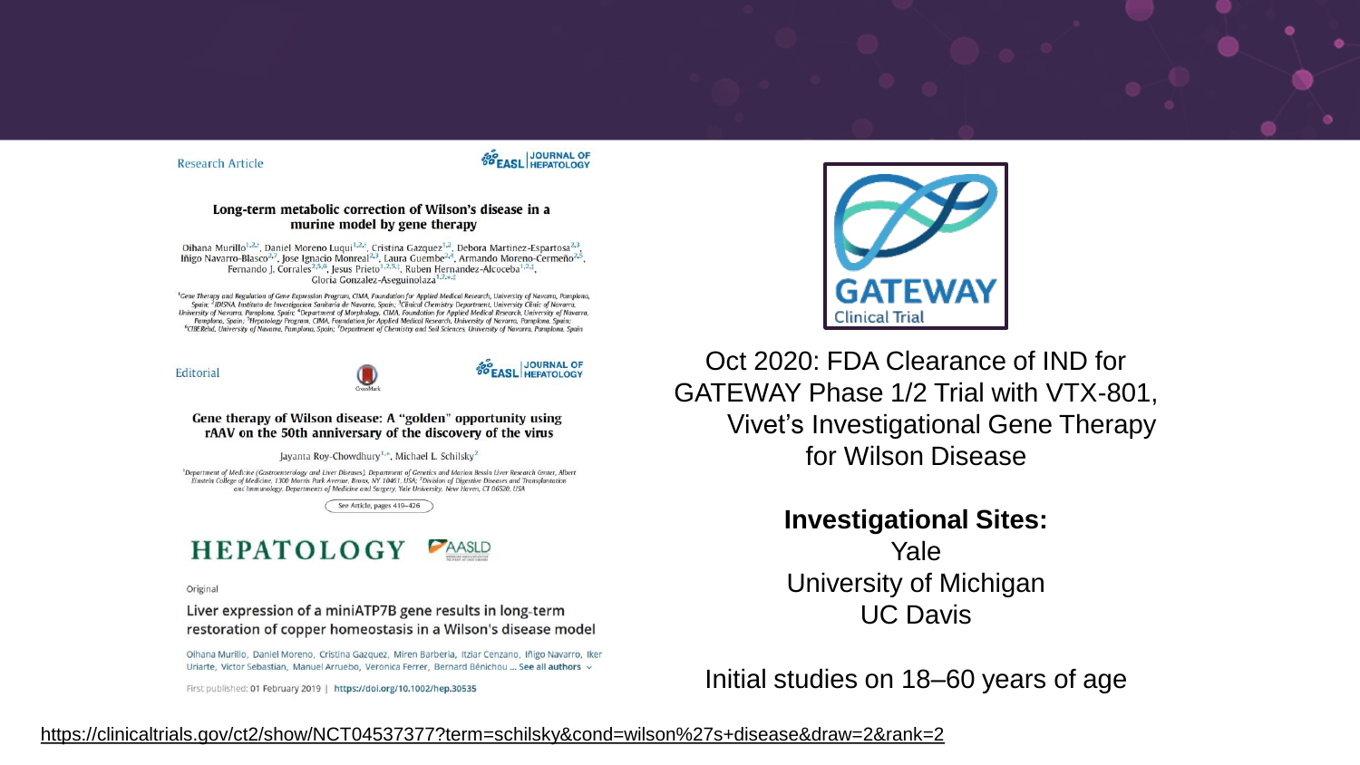Research Article

JOURNAL OF HEPATOLOGY

**Long-term metabolic correction of Wilson's disease in a murine model by gene therapy**

Oihana Murillo[1,2], Daniel Moreno Luqui[1,2], Cristina Gazquez[1,2], Debora Martinez-Espartosa[2,3], Iñigo Navarro-Blasco[2,7], Jose Ignacio Monreal[2,3], Laura Guembe[2,4], Armando Moreno-Cermeño[2,5], Fernando J. Corrales[2,5,6], Jesus Prieto[1,2,5,6], Ruben Hernandez-Alcoceba[1,2], Gloria Gonzalez-Aseguinolaza[1,2,*]

[1]Gene Therapy and Regulation of Gene Expression Program, CIMA, Foundation for Applied Medical Research, University of Navarra, Pamplona, Spain; [2]IDISNA, Instituto de Investigación Sanitaria de Navarra, Spain; [3]Clinical Chemistry Department, University Clinic of Navarra, University of Navarra, Pamplona, Spain; [4]Department of Morphology, CIMA, Foundation for Applied Medical Research, University of Navarra, Pamplona, Spain; [5]Hepatology Program, CIMA, Foundation for Applied Medical Research, University of Navarra, Pamplona, Spain; [6]CIBERehd, University of Navarra, Pamplona, Spain; [7]Department of Chemistry and Soil Sciences, University of Navarra, Pamplona, Spain

Editorial

JOURNAL OF HEPATOLOGY

**Gene therapy of Wilson disease: A "golden" opportunity using rAAV on the 50th anniversary of the discovery of the virus**

Jayanta Roy-Chowdhury[1,*], Michael L. Schilsky[2]

[1]Department of Medicine (Gastroenterology and Liver Diseases), Department of Genetics and Marion Bessin Liver Research Center, Albert Einstein College of Medicine, 1300 Morris Park Avenue, Bronx, NY 10461, USA; [2]Division of Digestive Diseases and Transplantation and Immunology, Departments of Medicine and Surgery, Yale University, New Haven, CT 06520, USA

See Article, pages 419–426

HEPATOLOGY AASLD

Original

**Liver expression of a miniATP7B gene results in long-term restoration of copper homeostasis in a Wilson's disease model**

Oihana Murillo, Daniel Moreno, Cristina Gazquez, Miren Barberia, Itziar Cenzano, Iñigo Navarro, Iker Uriarte, Victor Sebastian, Manuel Arruebo, Veronica Ferrer, Bernard Bénichou ... See all authors

First published: 01 February 2019 | https://doi.org/10.1002/hep.30535

GATEWAY Clinical Trial

Oct 2020: FDA Clearance of IND for GATEWAY Phase 1/2 Trial with VTX-801, Vivet's Investigational Gene Therapy for Wilson Disease

**Investigational Sites:**

Yale

University of Michigan

UC Davis

Initial studies on 18–60 years of age

https://clinicaltrials.gov/ct2/show/NCT04537377?term=schilsky&cond=wilson%27s+disease&draw=2&rank=2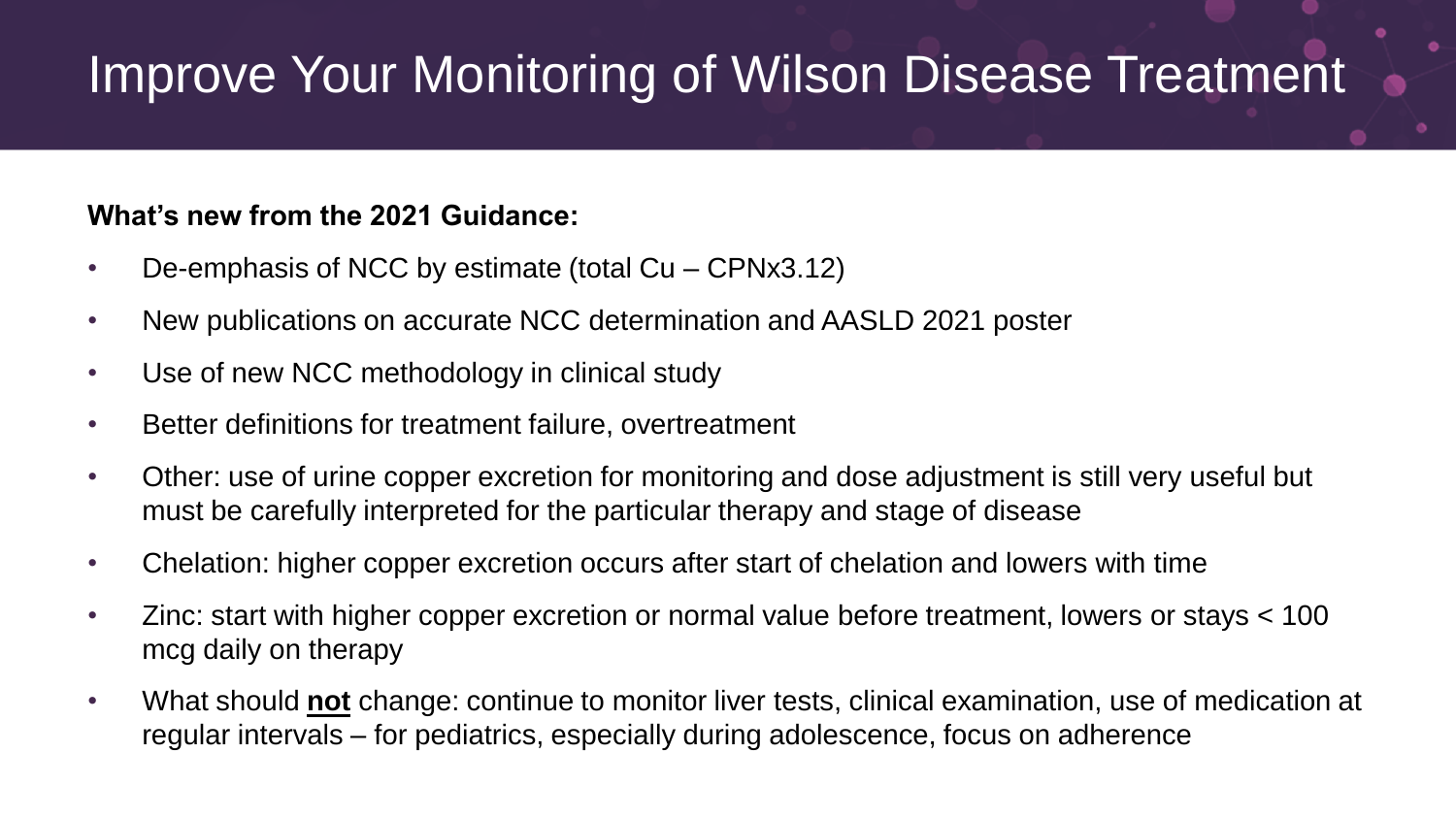# Improve Your Monitoring of Wilson Disease Treatment

**What's new from the 2021 Guidance:**

- De-emphasis of NCC by estimate (total Cu – CPNx3.12)
- New publications on accurate NCC determination and AASLD 2021 poster
- Use of new NCC methodology in clinical study
- Better definitions for treatment failure, overtreatment
- Other: use of urine copper excretion for monitoring and dose adjustment is still very useful but must be carefully interpreted for the particular therapy and stage of disease
- Chelation: higher copper excretion occurs after start of chelation and lowers with time
- Zinc: start with higher copper excretion or normal value before treatment, lowers or stays < 100 mcg daily on therapy
- What should **not** change: continue to monitor liver tests, clinical examination, use of medication at regular intervals – for pediatrics, especially during adolescence, focus on adherence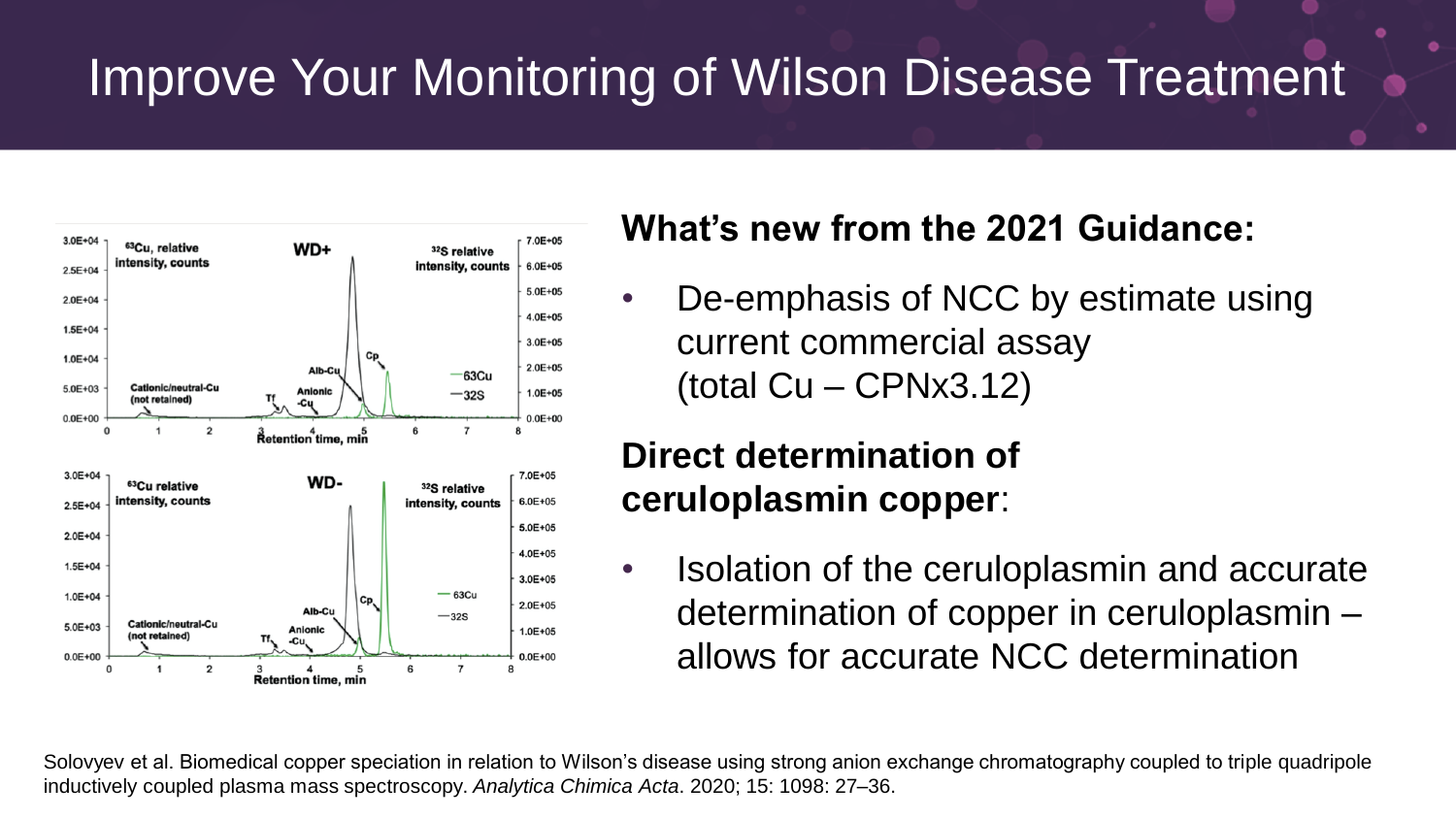# Improve Your Monitoring of Wilson Disease Treatment

**What's new from the 2021 Guidance:**

- De-emphasis of NCC by estimate using current commercial assay (total Cu – CPNx3.12)

**Direct determination of ceruloplasmin copper**:

- Isolation of the ceruloplasmin and accurate determination of copper in ceruloplasmin – allows for accurate NCC determination

Solovyev et al. Biomedical copper speciation in relation to Wilson's disease using strong anion exchange chromatography coupled to triple quadripole inductively coupled plasma mass spectroscopy. *Analytica Chimica Acta*. 2020; 15: 1098: 27–36.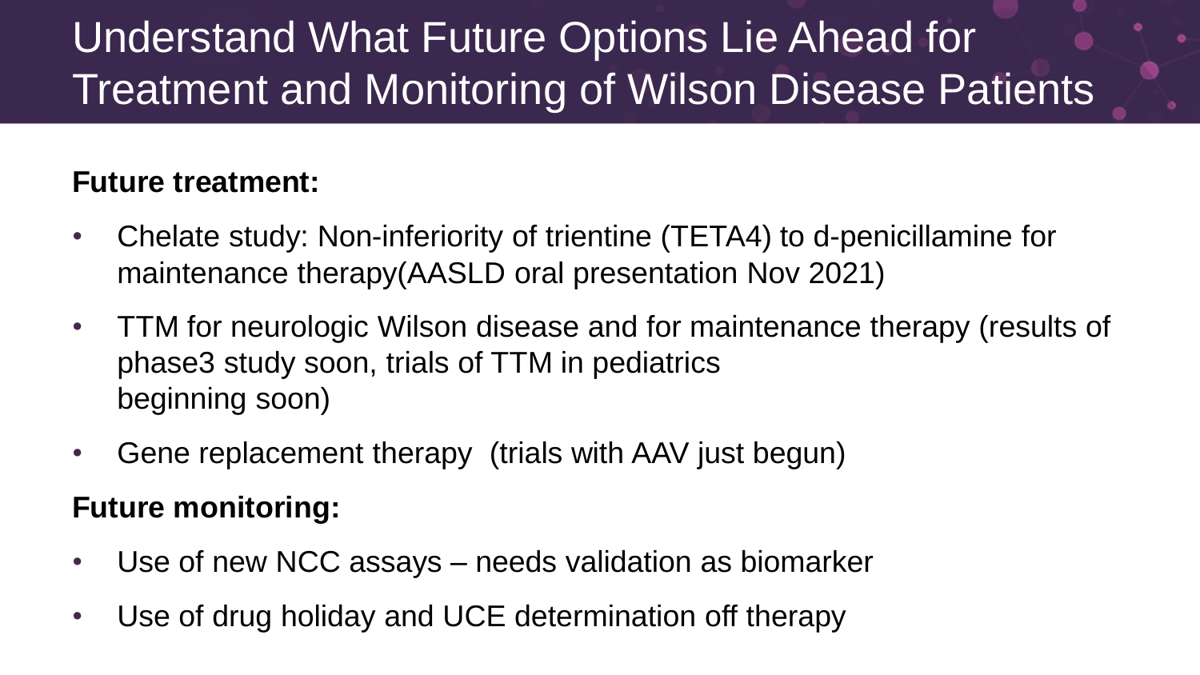# Understand What Future Options Lie Ahead for Treatment and Monitoring of Wilson Disease Patients

**Future treatment:**

- Chelate study: Non-inferiority of trientine (TETA4) to d-penicillamine for maintenance therapy(AASLD oral presentation Nov 2021)
- TTM for neurologic Wilson disease and for maintenance therapy (results of phase3 study soon, trials of TTM in pediatrics beginning soon)
- Gene replacement therapy (trials with AAV just begun)

**Future monitoring:**

- Use of new NCC assays – needs validation as biomarker
- Use of drug holiday and UCE determination off therapy